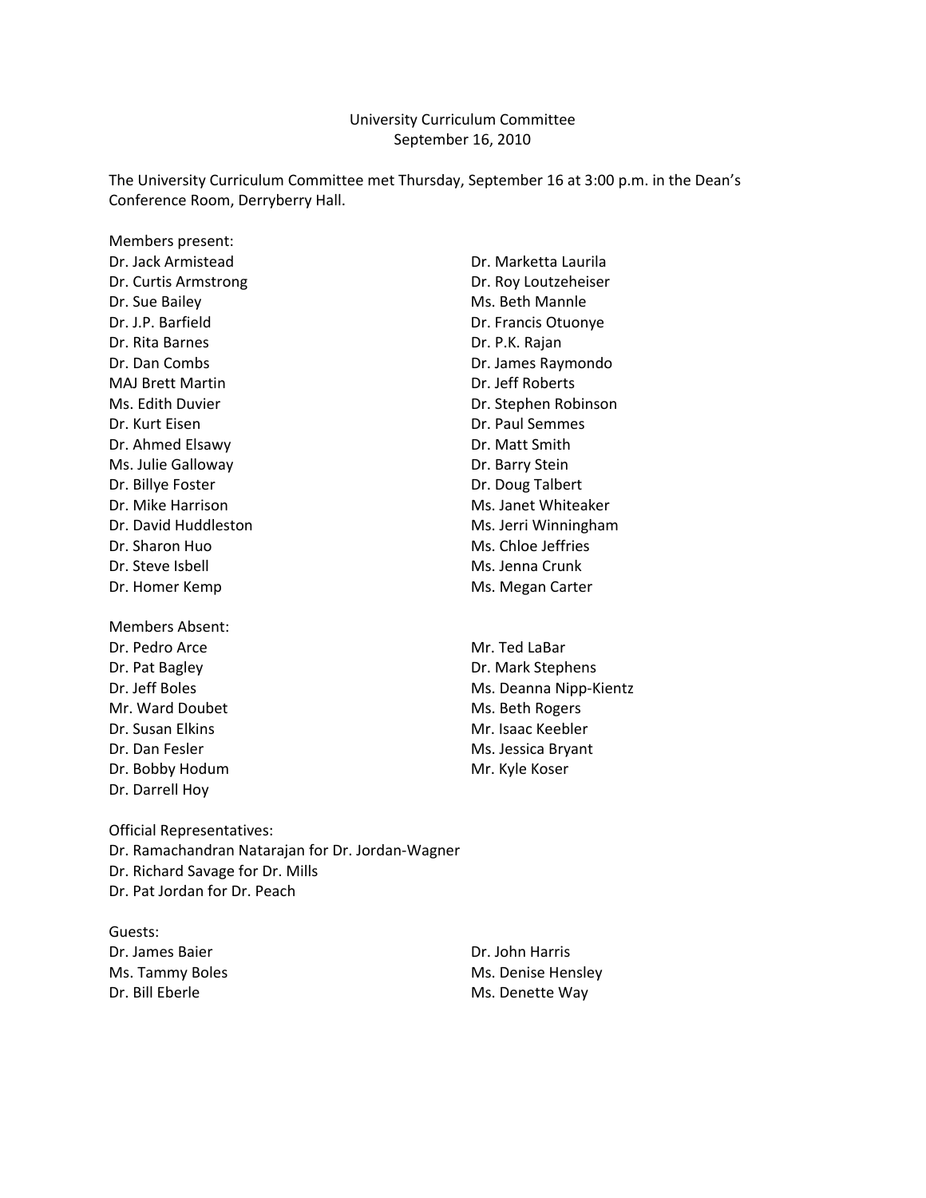# University Curriculum Committee
## September 16, 2010

The University Curriculum Committee met Thursday, September 16 at 3:00 p.m. in the Dean's Conference Room, Derryberry Hall.

Members present:

Dr. Jack Armistead
Dr. Curtis Armstrong
Dr. Sue Bailey
Dr. J.P. Barfield
Dr. Rita Barnes
Dr. Dan Combs
MAJ Brett Martin
Ms. Edith Duvier
Dr. Kurt Eisen
Dr. Ahmed Elsawy
Ms. Julie Galloway
Dr. Billye Foster
Dr. Mike Harrison
Dr. David Huddleston
Dr. Sharon Huo
Dr. Steve Isbell
Dr. Homer Kemp
Dr. Marketta Laurila
Dr. Roy Loutzeheiser
Ms. Beth Mannle
Dr. Francis Otuonye
Dr. P.K. Rajan
Dr. James Raymondo
Dr. Jeff Roberts
Dr. Stephen Robinson
Dr. Paul Semmes
Dr. Matt Smith
Dr. Barry Stein
Dr. Doug Talbert
Ms. Janet Whiteaker
Ms. Jerri Winningham
Ms. Chloe Jeffries
Ms. Jenna Crunk
Ms. Megan Carter

Members Absent:

Dr. Pedro Arce
Dr. Pat Bagley
Dr. Jeff Boles
Mr. Ward Doubet
Dr. Susan Elkins
Dr. Dan Fesler
Dr. Bobby Hodum
Dr. Darrell Hoy
Mr. Ted LaBar
Dr. Mark Stephens
Ms. Deanna Nipp-Kientz
Ms. Beth Rogers
Mr. Isaac Keebler
Ms. Jessica Bryant
Mr. Kyle Koser

Official Representatives:

Dr. Ramachandran Natarajan for Dr. Jordan-Wagner
Dr. Richard Savage for Dr. Mills
Dr. Pat Jordan for Dr. Peach

Guests:

Dr. James Baier
Ms. Tammy Boles
Dr. Bill Eberle
Dr. John Harris
Ms. Denise Hensley
Ms. Denette Way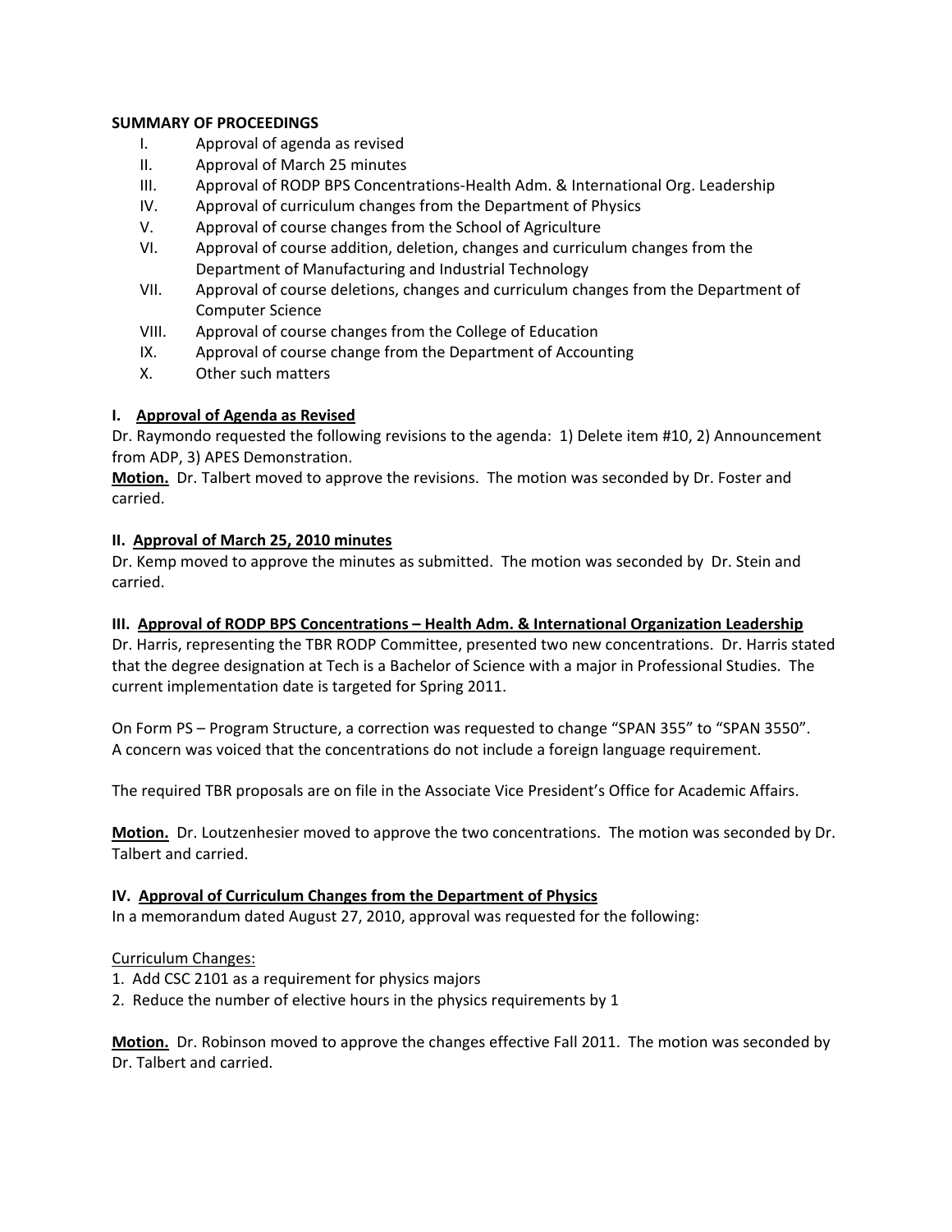**SUMMARY OF PROCEEDINGS**

I. Approval of agenda as revised
II. Approval of March 25 minutes
III. Approval of RODP BPS Concentrations-Health Adm. & International Org. Leadership
IV. Approval of curriculum changes from the Department of Physics
V. Approval of course changes from the School of Agriculture
VI. Approval of course addition, deletion, changes and curriculum changes from the Department of Manufacturing and Industrial Technology
VII. Approval of course deletions, changes and curriculum changes from the Department of Computer Science
VIII. Approval of course changes from the College of Education
IX. Approval of course change from the Department of Accounting
X. Other such matters

**I. Approval of Agenda as Revised**

Dr. Raymondo requested the following revisions to the agenda: 1) Delete item #10, 2) Announcement from ADP, 3) APES Demonstration.

**Motion.** Dr. Talbert moved to approve the revisions. The motion was seconded by Dr. Foster and carried.

**II. Approval of March 25, 2010 minutes**

Dr. Kemp moved to approve the minutes as submitted. The motion was seconded by Dr. Stein and carried.

**III. Approval of RODP BPS Concentrations – Health Adm. & International Organization Leadership**

Dr. Harris, representing the TBR RODP Committee, presented two new concentrations. Dr. Harris stated that the degree designation at Tech is a Bachelor of Science with a major in Professional Studies. The current implementation date is targeted for Spring 2011.

On Form PS – Program Structure, a correction was requested to change "SPAN 355" to "SPAN 3550". A concern was voiced that the concentrations do not include a foreign language requirement.

The required TBR proposals are on file in the Associate Vice President's Office for Academic Affairs.

**Motion.** Dr. Loutzenhesier moved to approve the two concentrations. The motion was seconded by Dr. Talbert and carried.

**IV. Approval of Curriculum Changes from the Department of Physics**

In a memorandum dated August 27, 2010, approval was requested for the following:

Curriculum Changes:

1. Add CSC 2101 as a requirement for physics majors
2. Reduce the number of elective hours in the physics requirements by 1

**Motion.** Dr. Robinson moved to approve the changes effective Fall 2011. The motion was seconded by Dr. Talbert and carried.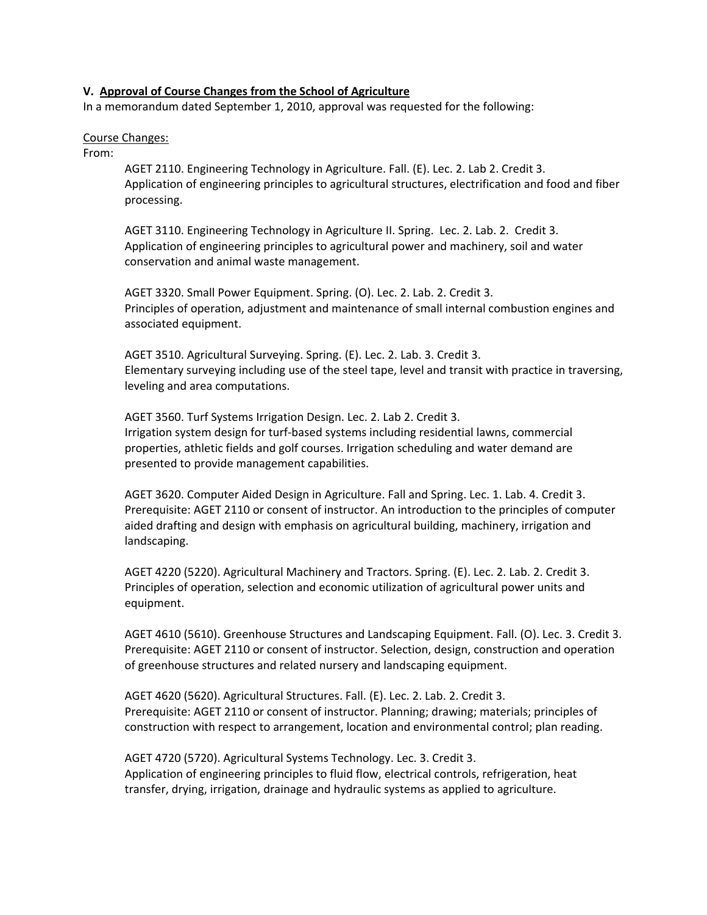**V. <u>Approval of Course Changes from the School of Agriculture</u>**

In a memorandum dated September 1, 2010, approval was requested for the following:

<u>Course Changes:</u>

From:

AGET 2110. Engineering Technology in Agriculture. Fall. (E). Lec. 2. Lab 2. Credit 3.
Application of engineering principles to agricultural structures, electrification and food and fiber processing.

AGET 3110. Engineering Technology in Agriculture II. Spring. Lec. 2. Lab. 2. Credit 3.
Application of engineering principles to agricultural power and machinery, soil and water conservation and animal waste management.

AGET 3320. Small Power Equipment. Spring. (O). Lec. 2. Lab. 2. Credit 3.
Principles of operation, adjustment and maintenance of small internal combustion engines and associated equipment.

AGET 3510. Agricultural Surveying. Spring. (E). Lec. 2. Lab. 3. Credit 3.
Elementary surveying including use of the steel tape, level and transit with practice in traversing, leveling and area computations.

AGET 3560. Turf Systems Irrigation Design. Lec. 2. Lab 2. Credit 3.
Irrigation system design for turf-based systems including residential lawns, commercial properties, athletic fields and golf courses. Irrigation scheduling and water demand are presented to provide management capabilities.

AGET 3620. Computer Aided Design in Agriculture. Fall and Spring. Lec. 1. Lab. 4. Credit 3.
Prerequisite: AGET 2110 or consent of instructor. An introduction to the principles of computer aided drafting and design with emphasis on agricultural building, machinery, irrigation and landscaping.

AGET 4220 (5220). Agricultural Machinery and Tractors. Spring. (E). Lec. 2. Lab. 2. Credit 3.
Principles of operation, selection and economic utilization of agricultural power units and equipment.

AGET 4610 (5610). Greenhouse Structures and Landscaping Equipment. Fall. (O). Lec. 3. Credit 3.
Prerequisite: AGET 2110 or consent of instructor. Selection, design, construction and operation of greenhouse structures and related nursery and landscaping equipment.

AGET 4620 (5620). Agricultural Structures. Fall. (E). Lec. 2. Lab. 2. Credit 3.
Prerequisite: AGET 2110 or consent of instructor. Planning; drawing; materials; principles of construction with respect to arrangement, location and environmental control; plan reading.

AGET 4720 (5720). Agricultural Systems Technology. Lec. 3. Credit 3.
Application of engineering principles to fluid flow, electrical controls, refrigeration, heat transfer, drying, irrigation, drainage and hydraulic systems as applied to agriculture.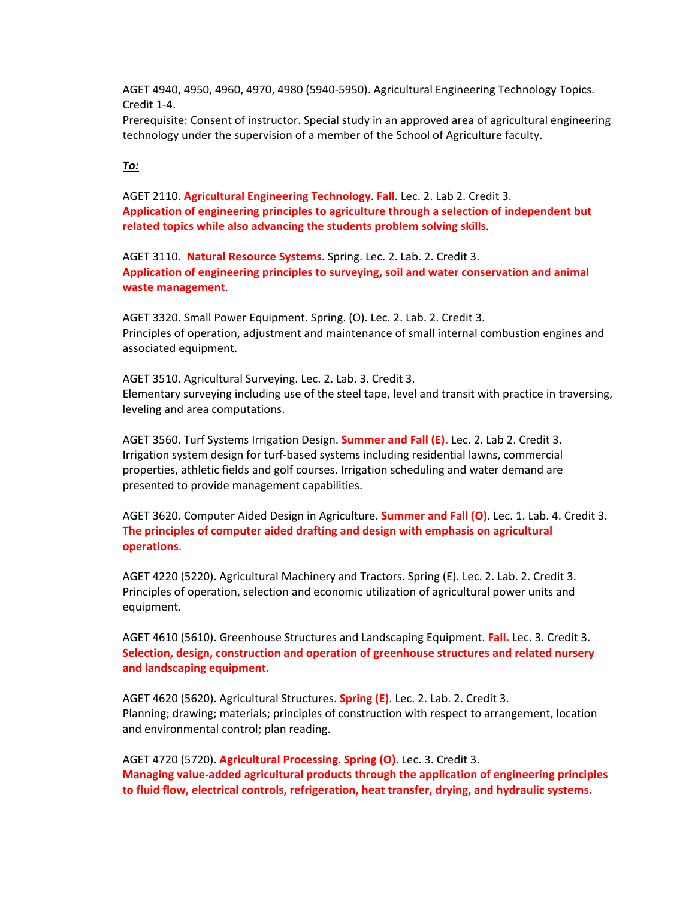AGET 4940, 4950, 4960, 4970, 4980 (5940-5950). Agricultural Engineering Technology Topics. Credit 1-4.
Prerequisite: Consent of instructor. Special study in an approved area of agricultural engineering technology under the supervision of a member of the School of Agriculture faculty.

***To:***

AGET 2110. **Agricultural Engineering Technology**. **Fall**. Lec. 2. Lab 2. Credit 3.
**Application of engineering principles to agriculture through a selection of independent but related topics while also advancing the students problem solving skills**.

AGET 3110. **Natural Resource Systems**. Spring. Lec. 2. Lab. 2. Credit 3.
**Application of engineering principles to surveying, soil and water conservation and animal waste management**.

AGET 3320. Small Power Equipment. Spring. (O). Lec. 2. Lab. 2. Credit 3.
Principles of operation, adjustment and maintenance of small internal combustion engines and associated equipment.

AGET 3510. Agricultural Surveying. Lec. 2. Lab. 3. Credit 3.
Elementary surveying including use of the steel tape, level and transit with practice in traversing, leveling and area computations.

AGET 3560. Turf Systems Irrigation Design. **Summer and Fall (E).** Lec. 2. Lab 2. Credit 3.
Irrigation system design for turf-based systems including residential lawns, commercial properties, athletic fields and golf courses. Irrigation scheduling and water demand are presented to provide management capabilities.

AGET 3620. Computer Aided Design in Agriculture. **Summer and Fall (O)**. Lec. 1. Lab. 4. Credit 3.
**The principles of computer aided drafting and design with emphasis on agricultural operations**.

AGET 4220 (5220). Agricultural Machinery and Tractors. Spring (E). Lec. 2. Lab. 2. Credit 3.
Principles of operation, selection and economic utilization of agricultural power units and equipment.

AGET 4610 (5610). Greenhouse Structures and Landscaping Equipment. **Fall.** Lec. 3. Credit 3.
**Selection, design, construction and operation of greenhouse structures and related nursery and landscaping equipment.**

AGET 4620 (5620). Agricultural Structures. **Spring (E)**. Lec. 2. Lab. 2. Credit 3.
Planning; drawing; materials; principles of construction with respect to arrangement, location and environmental control; plan reading.

AGET 4720 (5720). **Agricultural Processing**. **Spring (O)**. Lec. 3. Credit 3.
**Managing value-added agricultural products through the application of engineering principles to fluid flow, electrical controls, refrigeration, heat transfer, drying, and hydraulic systems.**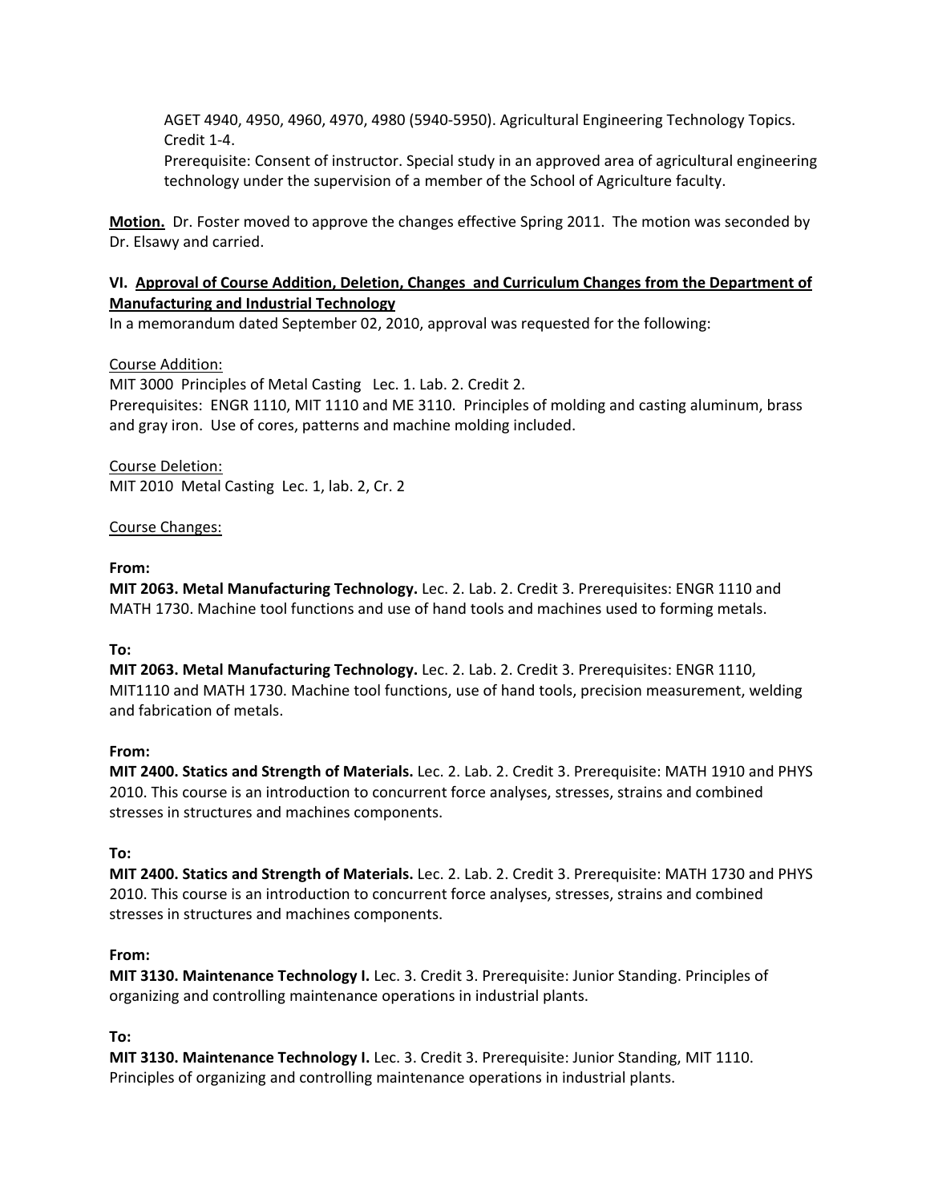AGET 4940, 4950, 4960, 4970, 4980 (5940-5950). Agricultural Engineering Technology Topics. Credit 1-4.
Prerequisite: Consent of instructor. Special study in an approved area of agricultural engineering technology under the supervision of a member of the School of Agriculture faculty.

**Motion.** Dr. Foster moved to approve the changes effective Spring 2011. The motion was seconded by Dr. Elsawy and carried.

### VI. Approval of Course Addition, Deletion, Changes and Curriculum Changes from the Department of Manufacturing and Industrial Technology

In a memorandum dated September 02, 2010, approval was requested for the following:

Course Addition:

MIT 3000 Principles of Metal Casting Lec. 1. Lab. 2. Credit 2.
Prerequisites: ENGR 1110, MIT 1110 and ME 3110. Principles of molding and casting aluminum, brass and gray iron. Use of cores, patterns and machine molding included.

Course Deletion:

MIT 2010 Metal Casting Lec. 1, lab. 2, Cr. 2

Course Changes:

**From:**

**MIT 2063. Metal Manufacturing Technology.** Lec. 2. Lab. 2. Credit 3. Prerequisites: ENGR 1110 and MATH 1730. Machine tool functions and use of hand tools and machines used to forming metals.

**To:**

**MIT 2063. Metal Manufacturing Technology.** Lec. 2. Lab. 2. Credit 3. Prerequisites: ENGR 1110, MIT1110 and MATH 1730. Machine tool functions, use of hand tools, precision measurement, welding and fabrication of metals.

**From:**

**MIT 2400. Statics and Strength of Materials.** Lec. 2. Lab. 2. Credit 3. Prerequisite: MATH 1910 and PHYS 2010. This course is an introduction to concurrent force analyses, stresses, strains and combined stresses in structures and machines components.

**To:**

**MIT 2400. Statics and Strength of Materials.** Lec. 2. Lab. 2. Credit 3. Prerequisite: MATH 1730 and PHYS 2010. This course is an introduction to concurrent force analyses, stresses, strains and combined stresses in structures and machines components.

**From:**

**MIT 3130. Maintenance Technology I.** Lec. 3. Credit 3. Prerequisite: Junior Standing. Principles of organizing and controlling maintenance operations in industrial plants.

**To:**

**MIT 3130. Maintenance Technology I.** Lec. 3. Credit 3. Prerequisite: Junior Standing, MIT 1110. Principles of organizing and controlling maintenance operations in industrial plants.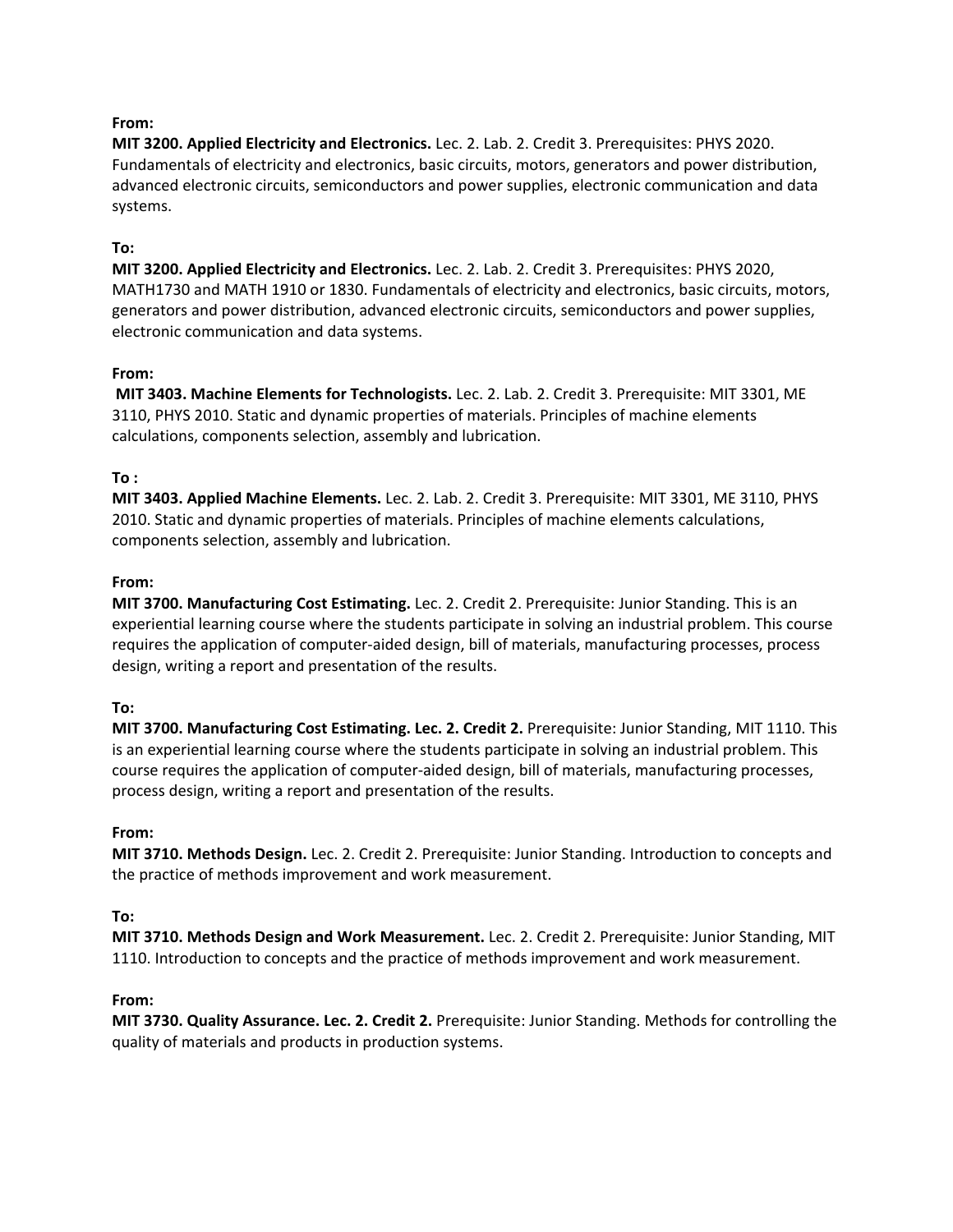**From:**

**MIT 3200. Applied Electricity and Electronics.** Lec. 2. Lab. 2. Credit 3. Prerequisites: PHYS 2020. Fundamentals of electricity and electronics, basic circuits, motors, generators and power distribution, advanced electronic circuits, semiconductors and power supplies, electronic communication and data systems.

**To:**

**MIT 3200. Applied Electricity and Electronics.** Lec. 2. Lab. 2. Credit 3. Prerequisites: PHYS 2020, MATH1730 and MATH 1910 or 1830. Fundamentals of electricity and electronics, basic circuits, motors, generators and power distribution, advanced electronic circuits, semiconductors and power supplies, electronic communication and data systems.

**From:**

**MIT 3403. Machine Elements for Technologists.** Lec. 2. Lab. 2. Credit 3. Prerequisite: MIT 3301, ME 3110, PHYS 2010. Static and dynamic properties of materials. Principles of machine elements calculations, components selection, assembly and lubrication.

**To :**

**MIT 3403. Applied Machine Elements.** Lec. 2. Lab. 2. Credit 3. Prerequisite: MIT 3301, ME 3110, PHYS 2010. Static and dynamic properties of materials. Principles of machine elements calculations, components selection, assembly and lubrication.

**From:**

**MIT 3700. Manufacturing Cost Estimating.** Lec. 2. Credit 2. Prerequisite: Junior Standing. This is an experiential learning course where the students participate in solving an industrial problem. This course requires the application of computer-aided design, bill of materials, manufacturing processes, process design, writing a report and presentation of the results.

**To:**

**MIT 3700. Manufacturing Cost Estimating. Lec. 2. Credit 2.** Prerequisite: Junior Standing, MIT 1110. This is an experiential learning course where the students participate in solving an industrial problem. This course requires the application of computer-aided design, bill of materials, manufacturing processes, process design, writing a report and presentation of the results.

**From:**

**MIT 3710. Methods Design.** Lec. 2. Credit 2. Prerequisite: Junior Standing. Introduction to concepts and the practice of methods improvement and work measurement.

**To:**

**MIT 3710. Methods Design and Work Measurement.** Lec. 2. Credit 2. Prerequisite: Junior Standing, MIT 1110. Introduction to concepts and the practice of methods improvement and work measurement.

**From:**

**MIT 3730. Quality Assurance. Lec. 2. Credit 2.** Prerequisite: Junior Standing. Methods for controlling the quality of materials and products in production systems.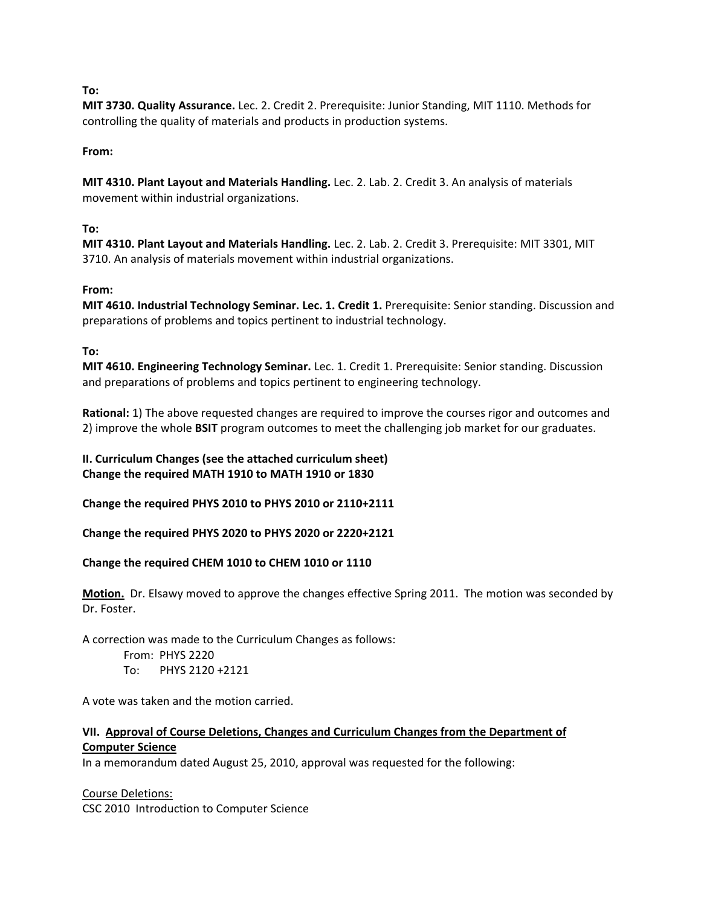**To:**
**MIT 3730. Quality Assurance.** Lec. 2. Credit 2. Prerequisite: Junior Standing, MIT 1110. Methods for controlling the quality of materials and products in production systems.

**From:**

**MIT 4310. Plant Layout and Materials Handling.** Lec. 2. Lab. 2. Credit 3. An analysis of materials movement within industrial organizations.

**To:**
**MIT 4310. Plant Layout and Materials Handling.** Lec. 2. Lab. 2. Credit 3. Prerequisite: MIT 3301, MIT 3710. An analysis of materials movement within industrial organizations.

**From:**
**MIT 4610. Industrial Technology Seminar. Lec. 1. Credit 1.** Prerequisite: Senior standing. Discussion and preparations of problems and topics pertinent to industrial technology.

**To:**
**MIT 4610. Engineering Technology Seminar.** Lec. 1. Credit 1. Prerequisite: Senior standing. Discussion and preparations of problems and topics pertinent to engineering technology.

**Rational:** 1) The above requested changes are required to improve the courses rigor and outcomes and 2) improve the whole **BSIT** program outcomes to meet the challenging job market for our graduates.

**II. Curriculum Changes (see the attached curriculum sheet)**
**Change the required MATH 1910 to MATH 1910 or 1830**

**Change the required PHYS 2010 to PHYS 2010 or 2110+2111**

**Change the required PHYS 2020 to PHYS 2020 or 2220+2121**

**Change the required CHEM 1010 to CHEM 1010 or 1110**

**Motion.** Dr. Elsawy moved to approve the changes effective Spring 2011. The motion was seconded by Dr. Foster.

A correction was made to the Curriculum Changes as follows:

From: PHYS 2220
To: PHYS 2120 +2121

A vote was taken and the motion carried.

## VII. Approval of Course Deletions, Changes and Curriculum Changes from the Department of Computer Science

In a memorandum dated August 25, 2010, approval was requested for the following:

Course Deletions:
CSC 2010 Introduction to Computer Science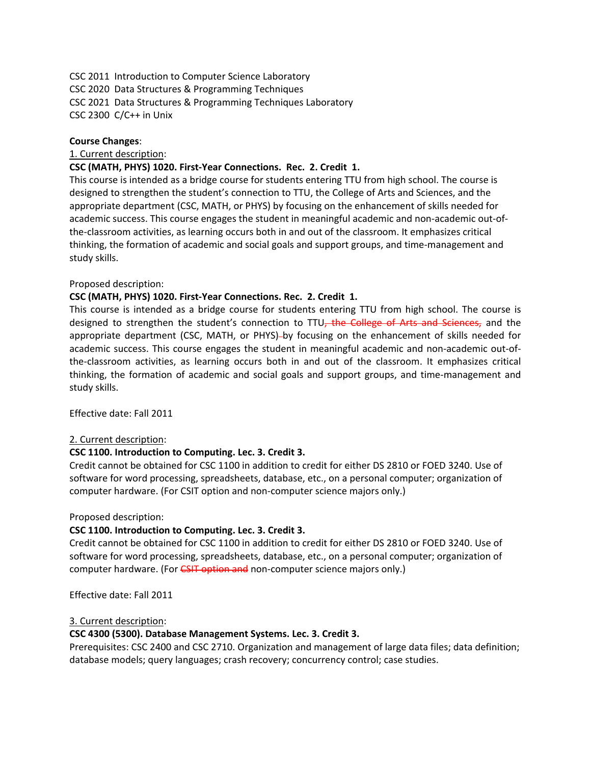CSC 2011 Introduction to Computer Science Laboratory
CSC 2020 Data Structures & Programming Techniques
CSC 2021 Data Structures & Programming Techniques Laboratory
CSC 2300 C/C++ in Unix

**Course Changes**:

1. Current description:

**CSC (MATH, PHYS) 1020. First-Year Connections. Rec. 2. Credit 1.**
This course is intended as a bridge course for students entering TTU from high school. The course is designed to strengthen the student's connection to TTU, the College of Arts and Sciences, and the appropriate department (CSC, MATH, or PHYS) by focusing on the enhancement of skills needed for academic success. This course engages the student in meaningful academic and non-academic out-of-the-classroom activities, as learning occurs both in and out of the classroom. It emphasizes critical thinking, the formation of academic and social goals and support groups, and time-management and study skills.

Proposed description:

**CSC (MATH, PHYS) 1020. First-Year Connections. Rec. 2. Credit 1.**
This course is intended as a bridge course for students entering TTU from high school. The course is designed to strengthen the student's connection to TTU~~, the College of Arts and Sciences,~~ and the appropriate department (CSC, MATH, or PHYS)~~ ~~by focusing on the enhancement of skills needed for academic success. This course engages the student in meaningful academic and non-academic out-of-the-classroom activities, as learning occurs both in and out of the classroom. It emphasizes critical thinking, the formation of academic and social goals and support groups, and time-management and study skills.

Effective date: Fall 2011

2. Current description:

**CSC 1100. Introduction to Computing. Lec. 3. Credit 3.**
Credit cannot be obtained for CSC 1100 in addition to credit for either DS 2810 or FOED 3240. Use of software for word processing, spreadsheets, database, etc., on a personal computer; organization of computer hardware. (For CSIT option and non-computer science majors only.)

Proposed description:

**CSC 1100. Introduction to Computing. Lec. 3. Credit 3.**
Credit cannot be obtained for CSC 1100 in addition to credit for either DS 2810 or FOED 3240. Use of software for word processing, spreadsheets, database, etc., on a personal computer; organization of computer hardware. (For ~~CSIT option and~~ non-computer science majors only.)

Effective date: Fall 2011

3. Current description:

**CSC 4300 (5300). Database Management Systems. Lec. 3. Credit 3.**
Prerequisites: CSC 2400 and CSC 2710. Organization and management of large data files; data definition; database models; query languages; crash recovery; concurrency control; case studies.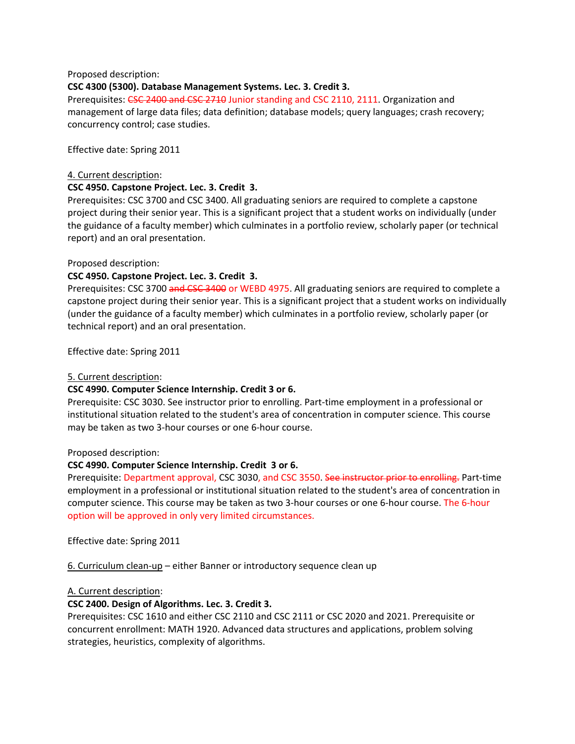Proposed description:

**CSC 4300 (5300). Database Management Systems. Lec. 3. Credit 3.**

Prerequisites: ~~CSC 2400 and CSC 2710~~ Junior standing and CSC 2110, 2111. Organization and management of large data files; data definition; database models; query languages; crash recovery; concurrency control; case studies.

Effective date: Spring 2011

4. Current description:

**CSC 4950. Capstone Project. Lec. 3. Credit 3.**

Prerequisites: CSC 3700 and CSC 3400. All graduating seniors are required to complete a capstone project during their senior year. This is a significant project that a student works on individually (under the guidance of a faculty member) which culminates in a portfolio review, scholarly paper (or technical report) and an oral presentation.

Proposed description:

**CSC 4950. Capstone Project. Lec. 3. Credit 3.**

Prerequisites: CSC 3700 ~~and CSC 3400~~ or WEBD 4975. All graduating seniors are required to complete a capstone project during their senior year. This is a significant project that a student works on individually (under the guidance of a faculty member) which culminates in a portfolio review, scholarly paper (or technical report) and an oral presentation.

Effective date: Spring 2011

5. Current description:

**CSC 4990. Computer Science Internship. Credit 3 or 6.**

Prerequisite: CSC 3030. See instructor prior to enrolling. Part-time employment in a professional or institutional situation related to the student's area of concentration in computer science. This course may be taken as two 3-hour courses or one 6-hour course.

Proposed description:

**CSC 4990. Computer Science Internship. Credit 3 or 6.**

Prerequisite: Department approval, CSC 3030, and CSC 3550. ~~See instructor prior to enrolling.~~ Part-time employment in a professional or institutional situation related to the student's area of concentration in computer science. This course may be taken as two 3-hour courses or one 6-hour course. The 6-hour option will be approved in only very limited circumstances.

Effective date: Spring 2011

6. Curriculum clean-up – either Banner or introductory sequence clean up

A. Current description:

**CSC 2400. Design of Algorithms. Lec. 3. Credit 3.**

Prerequisites: CSC 1610 and either CSC 2110 and CSC 2111 or CSC 2020 and 2021. Prerequisite or concurrent enrollment: MATH 1920. Advanced data structures and applications, problem solving strategies, heuristics, complexity of algorithms.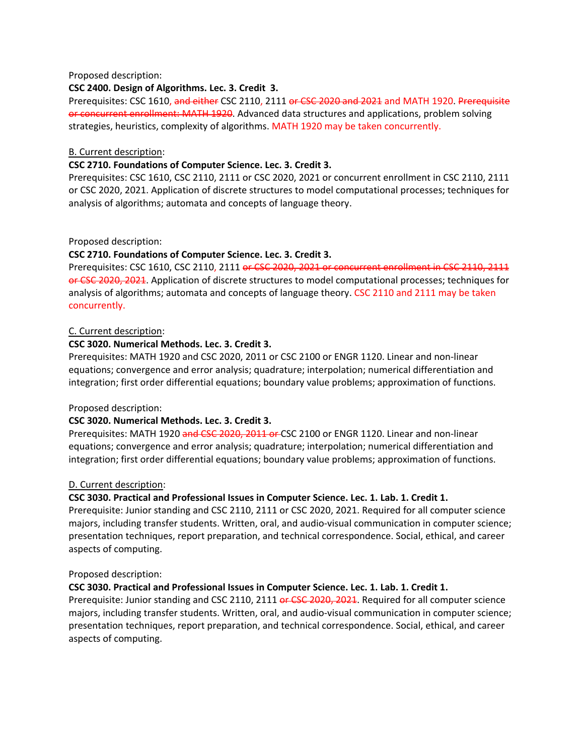Proposed description:

**CSC 2400. Design of Algorithms. Lec. 3. Credit 3.**

Prerequisites: CSC 1610, ~~and either~~ CSC 2110, 2111 ~~or CSC 2020 and 2021~~ and MATH 1920. ~~Prerequisite or concurrent enrollment: MATH 1920~~. Advanced data structures and applications, problem solving strategies, heuristics, complexity of algorithms. MATH 1920 may be taken concurrently.

B. Current description:

**CSC 2710. Foundations of Computer Science. Lec. 3. Credit 3.**

Prerequisites: CSC 1610, CSC 2110, 2111 or CSC 2020, 2021 or concurrent enrollment in CSC 2110, 2111 or CSC 2020, 2021. Application of discrete structures to model computational processes; techniques for analysis of algorithms; automata and concepts of language theory.

Proposed description:

**CSC 2710. Foundations of Computer Science. Lec. 3. Credit 3.**

Prerequisites: CSC 1610, CSC 2110, 2111 ~~or CSC 2020, 2021 or concurrent enrollment in CSC 2110, 2111 or CSC 2020, 2021~~. Application of discrete structures to model computational processes; techniques for analysis of algorithms; automata and concepts of language theory. CSC 2110 and 2111 may be taken concurrently.

C. Current description:

**CSC 3020. Numerical Methods. Lec. 3. Credit 3.**

Prerequisites: MATH 1920 and CSC 2020, 2011 or CSC 2100 or ENGR 1120. Linear and non-linear equations; convergence and error analysis; quadrature; interpolation; numerical differentiation and integration; first order differential equations; boundary value problems; approximation of functions.

Proposed description:

**CSC 3020. Numerical Methods. Lec. 3. Credit 3.**

Prerequisites: MATH 1920 ~~and CSC 2020, 2011 or~~ CSC 2100 or ENGR 1120. Linear and non-linear equations; convergence and error analysis; quadrature; interpolation; numerical differentiation and integration; first order differential equations; boundary value problems; approximation of functions.

D. Current description:

**CSC 3030. Practical and Professional Issues in Computer Science. Lec. 1. Lab. 1. Credit 1.**

Prerequisite: Junior standing and CSC 2110, 2111 or CSC 2020, 2021. Required for all computer science majors, including transfer students. Written, oral, and audio-visual communication in computer science; presentation techniques, report preparation, and technical correspondence. Social, ethical, and career aspects of computing.

Proposed description:

**CSC 3030. Practical and Professional Issues in Computer Science. Lec. 1. Lab. 1. Credit 1.**

Prerequisite: Junior standing and CSC 2110, 2111 ~~or CSC 2020, 2021~~. Required for all computer science majors, including transfer students. Written, oral, and audio-visual communication in computer science; presentation techniques, report preparation, and technical correspondence. Social, ethical, and career aspects of computing.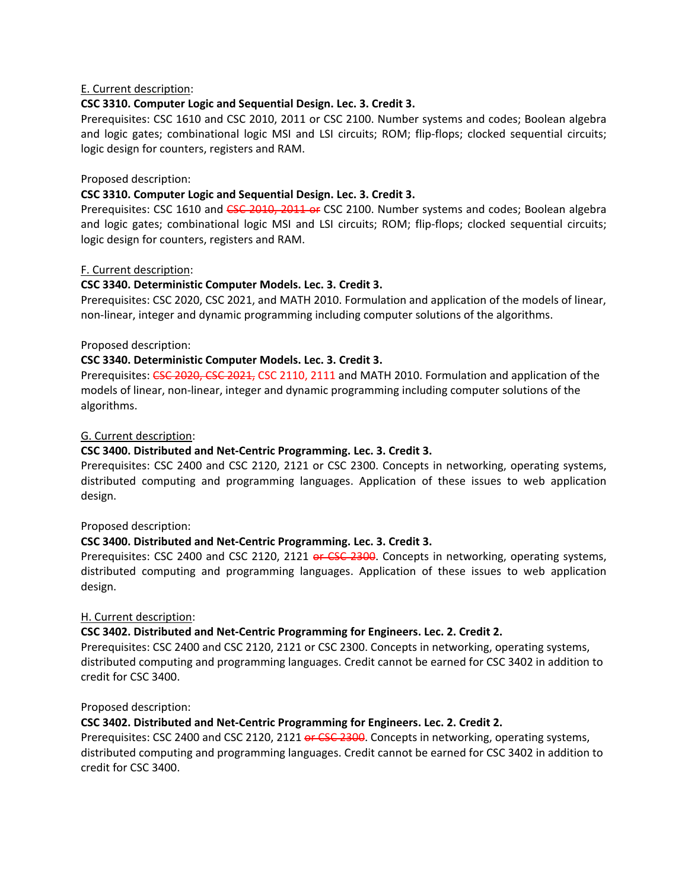<u>E. Current description</u>:

**CSC 3310. Computer Logic and Sequential Design. Lec. 3. Credit 3.**

Prerequisites: CSC 1610 and CSC 2010, 2011 or CSC 2100. Number systems and codes; Boolean algebra and logic gates; combinational logic MSI and LSI circuits; ROM; flip-flops; clocked sequential circuits; logic design for counters, registers and RAM.

Proposed description:

**CSC 3310. Computer Logic and Sequential Design. Lec. 3. Credit 3.**

Prerequisites: CSC 1610 and ~~CSC 2010, 2011 or~~ CSC 2100. Number systems and codes; Boolean algebra and logic gates; combinational logic MSI and LSI circuits; ROM; flip-flops; clocked sequential circuits; logic design for counters, registers and RAM.

<u>F. Current description</u>:

**CSC 3340. Deterministic Computer Models. Lec. 3. Credit 3.**

Prerequisites: CSC 2020, CSC 2021, and MATH 2010. Formulation and application of the models of linear, non-linear, integer and dynamic programming including computer solutions of the algorithms.

Proposed description:

**CSC 3340. Deterministic Computer Models. Lec. 3. Credit 3.**

Prerequisites: ~~CSC 2020, CSC 2021,~~ CSC 2110, 2111 and MATH 2010. Formulation and application of the models of linear, non-linear, integer and dynamic programming including computer solutions of the algorithms.

<u>G. Current description</u>:

**CSC 3400. Distributed and Net-Centric Programming. Lec. 3. Credit 3.**

Prerequisites: CSC 2400 and CSC 2120, 2121 or CSC 2300. Concepts in networking, operating systems, distributed computing and programming languages. Application of these issues to web application design.

Proposed description:

**CSC 3400. Distributed and Net-Centric Programming. Lec. 3. Credit 3.**

Prerequisites: CSC 2400 and CSC 2120, 2121 ~~or CSC 2300~~. Concepts in networking, operating systems, distributed computing and programming languages. Application of these issues to web application design.

<u>H. Current description</u>:

**CSC 3402. Distributed and Net-Centric Programming for Engineers. Lec. 2. Credit 2.**

Prerequisites: CSC 2400 and CSC 2120, 2121 or CSC 2300. Concepts in networking, operating systems, distributed computing and programming languages. Credit cannot be earned for CSC 3402 in addition to credit for CSC 3400.

Proposed description:

**CSC 3402. Distributed and Net-Centric Programming for Engineers. Lec. 2. Credit 2.**

Prerequisites: CSC 2400 and CSC 2120, 2121 ~~or CSC 2300~~. Concepts in networking, operating systems, distributed computing and programming languages. Credit cannot be earned for CSC 3402 in addition to credit for CSC 3400.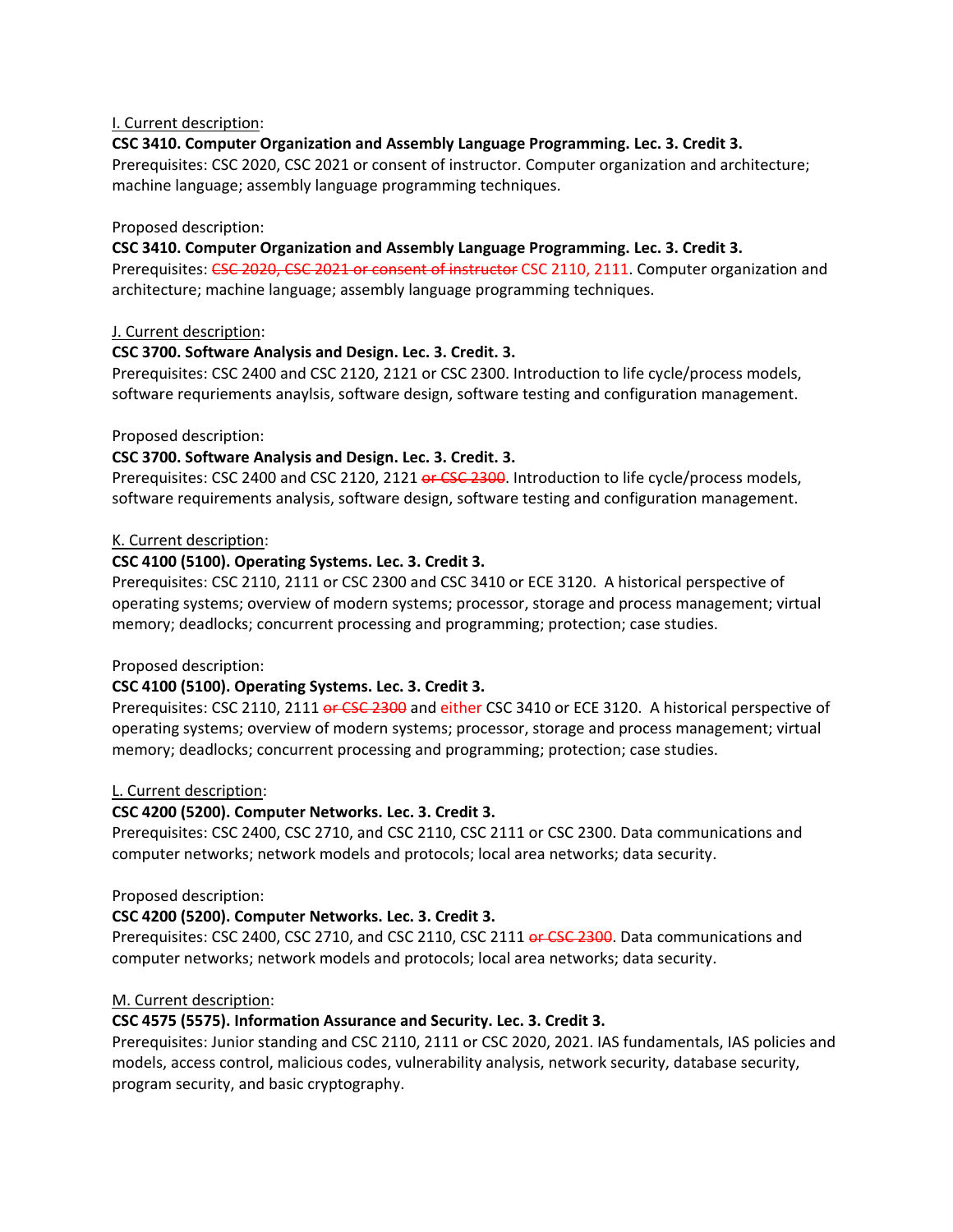I. Current description:

**CSC 3410. Computer Organization and Assembly Language Programming. Lec. 3. Credit 3.**
Prerequisites: CSC 2020, CSC 2021 or consent of instructor. Computer organization and architecture; machine language; assembly language programming techniques.

Proposed description:

**CSC 3410. Computer Organization and Assembly Language Programming. Lec. 3. Credit 3.**
Prerequisites: ~~CSC 2020, CSC 2021 or consent of instructor~~ CSC 2110, 2111. Computer organization and architecture; machine language; assembly language programming techniques.

J. Current description:

**CSC 3700. Software Analysis and Design. Lec. 3. Credit. 3.**
Prerequisites: CSC 2400 and CSC 2120, 2121 or CSC 2300. Introduction to life cycle/process models, software requriements anaylsis, software design, software testing and configuration management.

Proposed description:

**CSC 3700. Software Analysis and Design. Lec. 3. Credit. 3.**
Prerequisites: CSC 2400 and CSC 2120, 2121 ~~or CSC 2300~~. Introduction to life cycle/process models, software requirements analysis, software design, software testing and configuration management.

K. Current description:

**CSC 4100 (5100). Operating Systems. Lec. 3. Credit 3.**
Prerequisites: CSC 2110, 2111 or CSC 2300 and CSC 3410 or ECE 3120. A historical perspective of operating systems; overview of modern systems; processor, storage and process management; virtual memory; deadlocks; concurrent processing and programming; protection; case studies.

Proposed description:

**CSC 4100 (5100). Operating Systems. Lec. 3. Credit 3.**
Prerequisites: CSC 2110, 2111 ~~or CSC 2300~~ and either CSC 3410 or ECE 3120. A historical perspective of operating systems; overview of modern systems; processor, storage and process management; virtual memory; deadlocks; concurrent processing and programming; protection; case studies.

L. Current description:

**CSC 4200 (5200). Computer Networks. Lec. 3. Credit 3.**
Prerequisites: CSC 2400, CSC 2710, and CSC 2110, CSC 2111 or CSC 2300. Data communications and computer networks; network models and protocols; local area networks; data security.

Proposed description:

**CSC 4200 (5200). Computer Networks. Lec. 3. Credit 3.**
Prerequisites: CSC 2400, CSC 2710, and CSC 2110, CSC 2111 ~~or CSC 2300~~. Data communications and computer networks; network models and protocols; local area networks; data security.

M. Current description:

**CSC 4575 (5575). Information Assurance and Security. Lec. 3. Credit 3.**
Prerequisites: Junior standing and CSC 2110, 2111 or CSC 2020, 2021. IAS fundamentals, IAS policies and models, access control, malicious codes, vulnerability analysis, network security, database security, program security, and basic cryptography.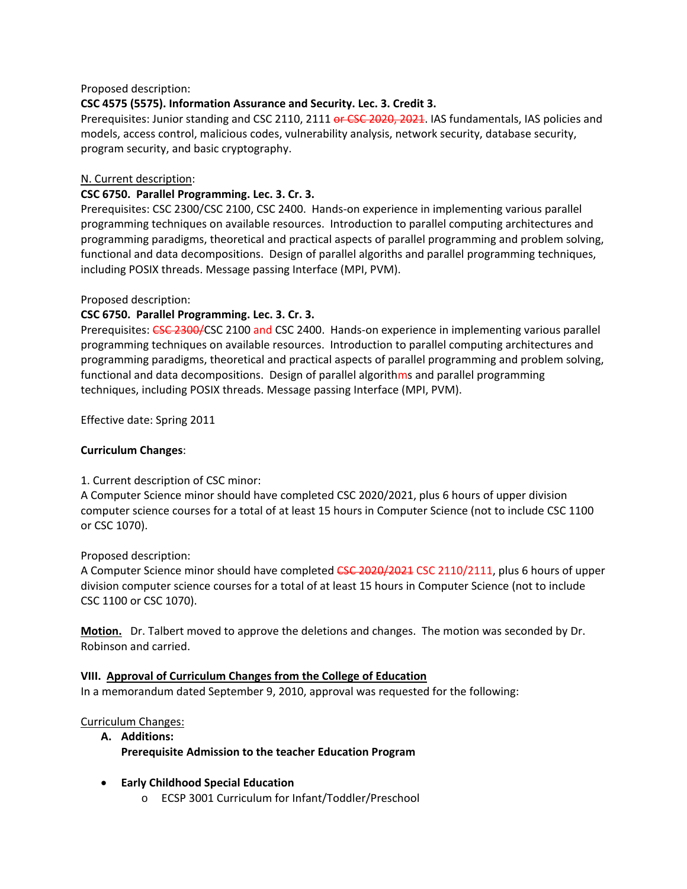Proposed description:

**CSC 4575 (5575). Information Assurance and Security. Lec. 3. Credit 3.**

Prerequisites: Junior standing and CSC 2110, 2111 ~~or CSC 2020, 2021~~. IAS fundamentals, IAS policies and models, access control, malicious codes, vulnerability analysis, network security, database security, program security, and basic cryptography.

N. Current description:

**CSC 6750. Parallel Programming. Lec. 3. Cr. 3.**

Prerequisites: CSC 2300/CSC 2100, CSC 2400. Hands-on experience in implementing various parallel programming techniques on available resources. Introduction to parallel computing architectures and programming paradigms, theoretical and practical aspects of parallel programming and problem solving, functional and data decompositions. Design of parallel algoriths and parallel programming techniques, including POSIX threads. Message passing Interface (MPI, PVM).

Proposed description:

**CSC 6750. Parallel Programming. Lec. 3. Cr. 3.**

Prerequisites: ~~CSC 2300/~~CSC 2100 and CSC 2400. Hands-on experience in implementing various parallel programming techniques on available resources. Introduction to parallel computing architectures and programming paradigms, theoretical and practical aspects of parallel programming and problem solving, functional and data decompositions. Design of parallel algorithms and parallel programming techniques, including POSIX threads. Message passing Interface (MPI, PVM).

Effective date: Spring 2011

**Curriculum Changes**:

1. Current description of CSC minor:

A Computer Science minor should have completed CSC 2020/2021, plus 6 hours of upper division computer science courses for a total of at least 15 hours in Computer Science (not to include CSC 1100 or CSC 1070).

Proposed description:

A Computer Science minor should have completed ~~CSC 2020/2021~~ CSC 2110/2111, plus 6 hours of upper division computer science courses for a total of at least 15 hours in Computer Science (not to include CSC 1100 or CSC 1070).

**Motion.** Dr. Talbert moved to approve the deletions and changes. The motion was seconded by Dr. Robinson and carried.

**VIII. Approval of Curriculum Changes from the College of Education**

In a memorandum dated September 9, 2010, approval was requested for the following:

Curriculum Changes:

**A. Additions:**

**Prerequisite Admission to the teacher Education Program**

- **Early Childhood Special Education**
  - ECSP 3001 Curriculum for Infant/Toddler/Preschool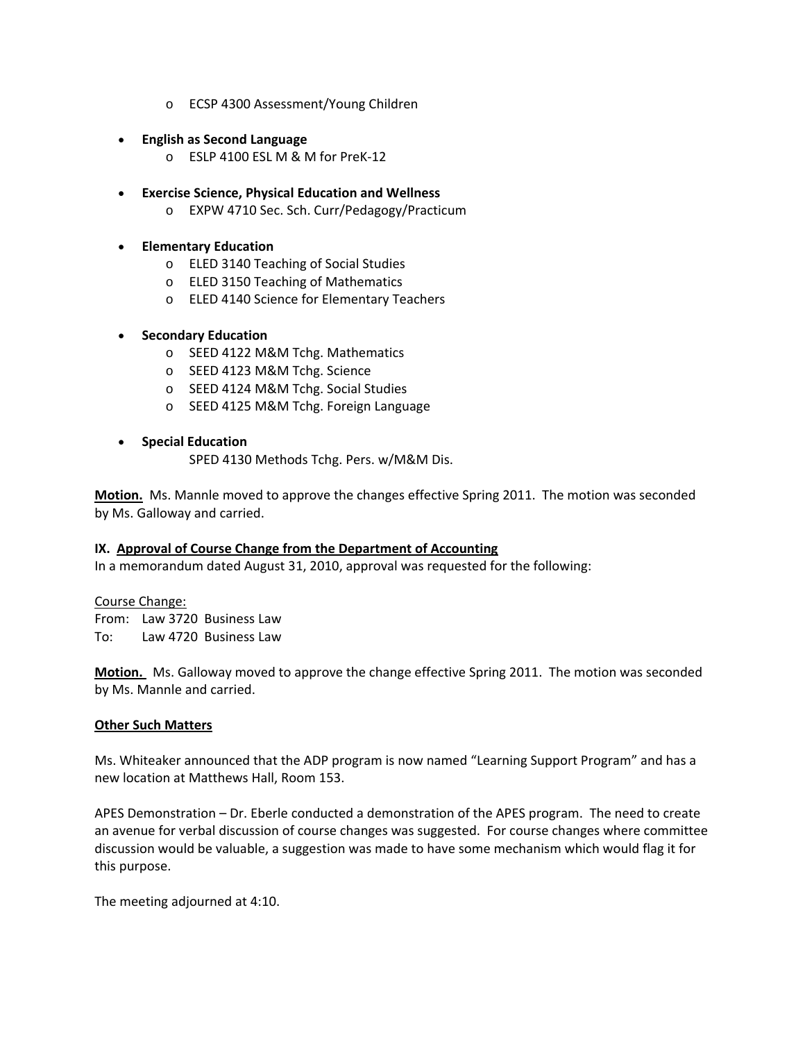- ECSP 4300 Assessment/Young Children

- **English as Second Language**
  - ESLP 4100 ESL M & M for PreK-12

- **Exercise Science, Physical Education and Wellness**
  - EXPW 4710 Sec. Sch. Curr/Pedagogy/Practicum

- **Elementary Education**
  - ELED 3140 Teaching of Social Studies
  - ELED 3150 Teaching of Mathematics
  - ELED 4140 Science for Elementary Teachers

- **Secondary Education**
  - SEED 4122 M&M Tchg. Mathematics
  - SEED 4123 M&M Tchg. Science
  - SEED 4124 M&M Tchg. Social Studies
  - SEED 4125 M&M Tchg. Foreign Language

- **Special Education**

  SPED 4130 Methods Tchg. Pers. w/M&M Dis.

**Motion.** Ms. Mannle moved to approve the changes effective Spring 2011. The motion was seconded by Ms. Galloway and carried.

**IX. Approval of Course Change from the Department of Accounting**

In a memorandum dated August 31, 2010, approval was requested for the following:

Course Change:
From: Law 3720 Business Law
To: Law 4720 Business Law

**Motion.** Ms. Galloway moved to approve the change effective Spring 2011. The motion was seconded by Ms. Mannle and carried.

**Other Such Matters**

Ms. Whiteaker announced that the ADP program is now named "Learning Support Program" and has a new location at Matthews Hall, Room 153.

APES Demonstration – Dr. Eberle conducted a demonstration of the APES program. The need to create an avenue for verbal discussion of course changes was suggested. For course changes where committee discussion would be valuable, a suggestion was made to have some mechanism which would flag it for this purpose.

The meeting adjourned at 4:10.